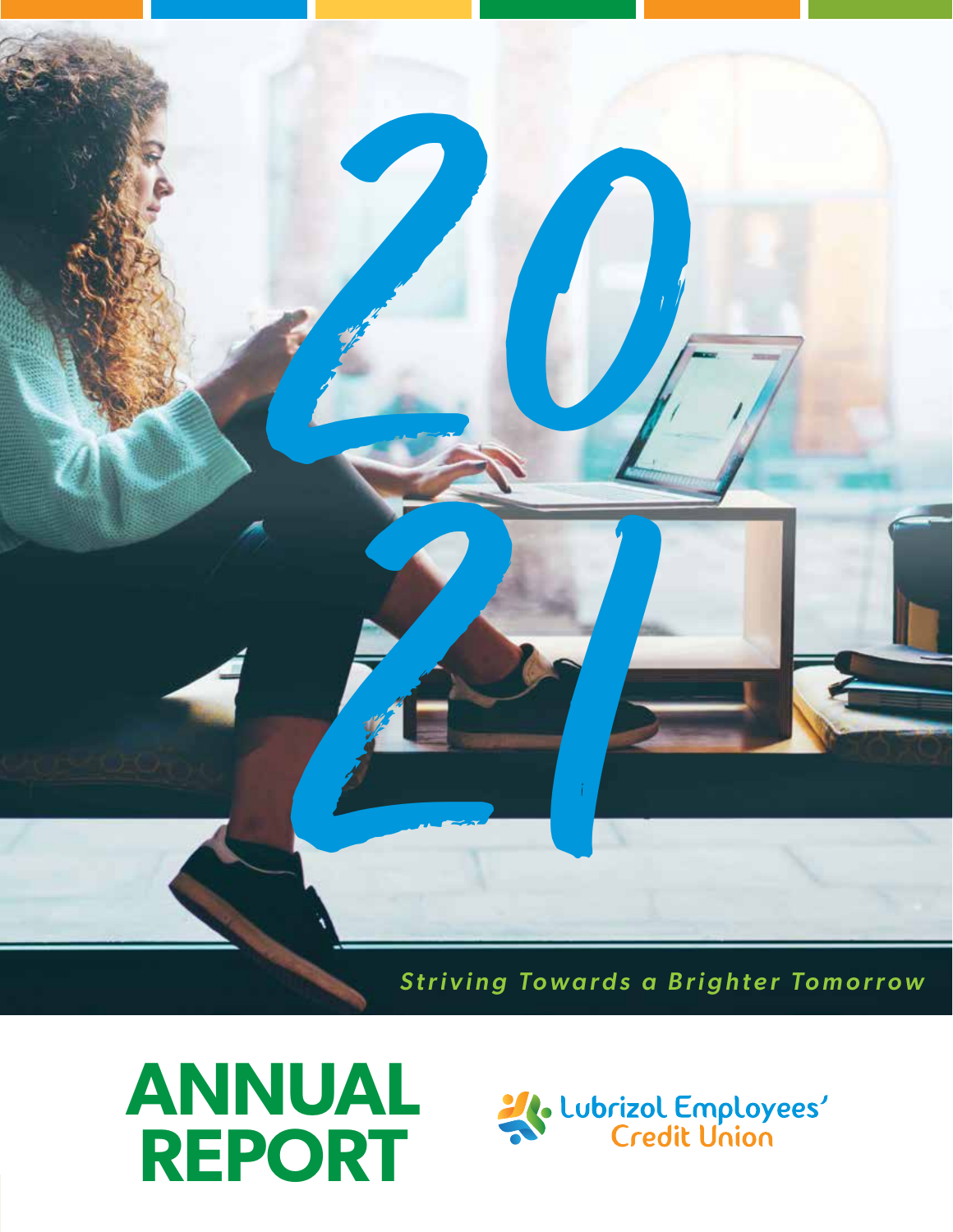# 2021

*Striving Towards a Brighter Tomorrow*

# ANNUAL REPORT

Lubrizol Employees' Credit Union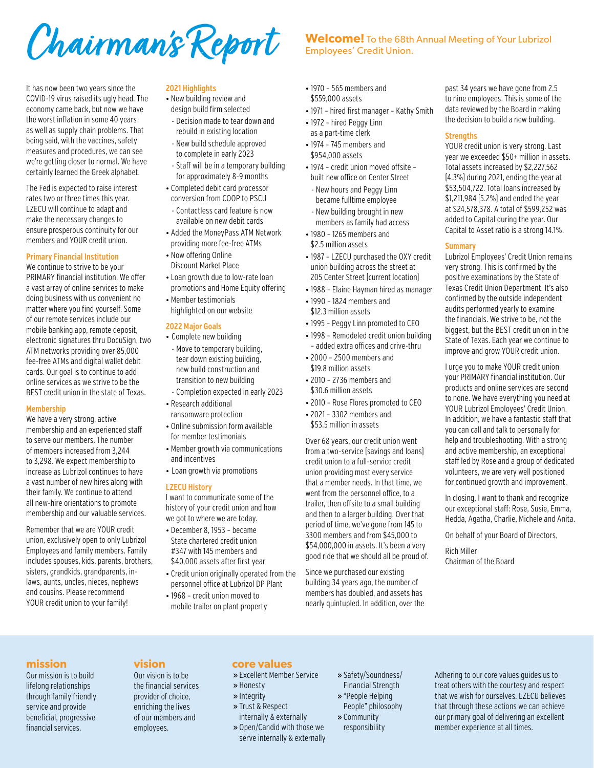# Chairman's Report

**Welcome!** To the 68th Annual Meeting of Your Lubrizol Employees' Credit Union.

It has now been two years since the COVID-19 virus raised its ugly head. The economy came back, but now we have the worst inflation in some 40 years as well as supply chain problems. That being said, with the vaccines, safety measures and procedures, we can see we're getting closer to normal. We have certainly learned the Greek alphabet.

The Fed is expected to raise interest rates two or three times this year. LZECU will continue to adapt and make the necessary changes to ensure prosperous continuity for our members and YOUR credit union.

### Primary Financial Institution

We continue to strive to be your PRIMARY financial institution. We offer a vast array of online services to make doing business with us convenient no matter where you find yourself. Some of our remote services include our mobile banking app, remote deposit, electronic signatures thru DocuSign, two ATM networks providing over 85,000 fee-free ATMs and digital wallet debit cards. Our goal is to continue to add online services as we strive to be the BEST credit union in the state of Texas.

### Membership

We have a very strong, active membership and an experienced staff to serve our members. The number of members increased from 3,244 to 3,298. We expect membership to increase as Lubrizol continues to have a vast number of new hires along with their family. We continue to attend all new-hire orientations to promote membership and our valuable services.

Remember that we are YOUR credit union, exclusively open to only Lubrizol Employees and family members. Family includes spouses, kids, parents, brothers, sisters, grandkids, grandparents, in-laws, aunts, uncles, nieces, nephews and cousins. Please recommend YOUR credit union to your family!

### 2021 Highlights

- New building review and design build firm selected
  - Decision made to tear down and rebuild in existing location
  - New build schedule approved to complete in early 2023
  - Staff will be in a temporary building for approximately 8-9 months
- Completed debit card processor conversion from COOP to PSCU
  - Contactless card feature is now available on new debit cards
- Added the MoneyPass ATM Network providing more fee-free ATMs
- Now offering Online Discount Market Place
- Loan growth due to low-rate loan promotions and Home Equity offering
- Member testimonials highlighted on our website

### 2022 Major Goals

- Complete new building
  - Move to temporary building, tear down existing building, new build construction and transition to new building
  - Completion expected in early 2023
- Research additional ransomware protection
- Online submission form available for member testimonials
- Member growth via communications and incentives
- Loan growth via promotions

### LZECU History

I want to communicate some of the history of your credit union and how we got to where we are today.

- December 8, 1953 – became State chartered credit union #347 with 145 members and $40,000 assets after first year
- Credit union originally operated from the personnel office at Lubrizol DP Plant
- 1968 – credit union moved to mobile trailer on plant property
- 1970 – 565 members and $559,000 assets
- 1971 – hired first manager – Kathy Smith
- 1972 – hired Peggy Linn as a part-time clerk
- 1974 – 745 members and $954,000 assets
- 1974 – credit union moved offsite – built new office on Center Street
  - New hours and Peggy Linn became fulltime employee
  - New building brought in new members as family had access
- 1980 – 1265 members and $2.5 million assets
- 1987 – LZECU purchased the OXY credit union building across the street at 205 Center Street (current location)
- 1988 – Elaine Hayman hired as manager
- 1990 – 1824 members and $12.3 million assets
- 1995 – Peggy Linn promoted to CEO
- 1998 – Remodeled credit union building – added extra offices and drive-thru
- 2000 – 2500 members and $19.8 million assets
- 2010 – 2736 members and $30.6 million assets
- 2010 – Rose Flores promoted to CEO
- 2021 – 3302 members and $53.5 million in assets

Over 68 years, our credit union went from a two-service (savings and loans) credit union to a full-service credit union providing most every service that a member needs. In that time, we went from the personnel office, to a trailer, then offsite to a small building and then to a larger building. Over that period of time, we've gone from 145 to 3300 members and from $45,000 to $54,000,000 in assets. It's been a very good ride that we should all be proud of.

Since we purchased our existing building 34 years ago, the number of members has doubled, and assets has nearly quintupled. In addition, over the past 34 years we have gone from 2.5 to nine employees. This is some of the data reviewed by the Board in making the decision to build a new building.

### Strengths

YOUR credit union is very strong. Last year we exceeded $50+ million in assets. Total assets increased by $2,227,562 (4.3%) during 2021, ending the year at $53,504,722. Total loans increased by $1,211,984 (5.2%) and ended the year at $24,578,378. A total of $599,252 was added to Capital during the year. Our Capital to Asset ratio is a strong 14.1%.

### Summary

Lubrizol Employees' Credit Union remains very strong. This is confirmed by the positive examinations by the State of Texas Credit Union Department. It's also confirmed by the outside independent audits performed yearly to examine the financials. We strive to be, not the biggest, but the BEST credit union in the State of Texas. Each year we continue to improve and grow YOUR credit union.

I urge you to make YOUR credit union your PRIMARY financial institution. Our products and online services are second to none. We have everything you need at YOUR Lubrizol Employees' Credit Union. In addition, we have a fantastic staff that you can call and talk to personally for help and troubleshooting. With a strong and active membership, an exceptional staff led by Rose and a group of dedicated volunteers, we are very well positioned for continued growth and improvement.

In closing, I want to thank and recognize our exceptional staff: Rose, Susie, Emma, Hedda, Agatha, Charlie, Michele and Anita.

On behalf of your Board of Directors,

Rich Miller
Chairman of the Board

## mission

Our mission is to build lifelong relationships through family friendly service and provide beneficial, progressive financial services.

## vision

Our vision is to be the financial services provider of choice, enriching the lives of our members and employees.

## core values

- Excellent Member Service
- Honesty
- Integrity
- Trust & Respect internally & externally
- Open/Candid with those we serve internally & externally
- Safety/Soundness/Financial Strength
- "People Helping People" philosophy
- Community responsibility

Adhering to our core values guides us to treat others with the courtesy and respect that we wish for ourselves. LZECU believes that through these actions we can achieve our primary goal of delivering an excellent member experience at all times.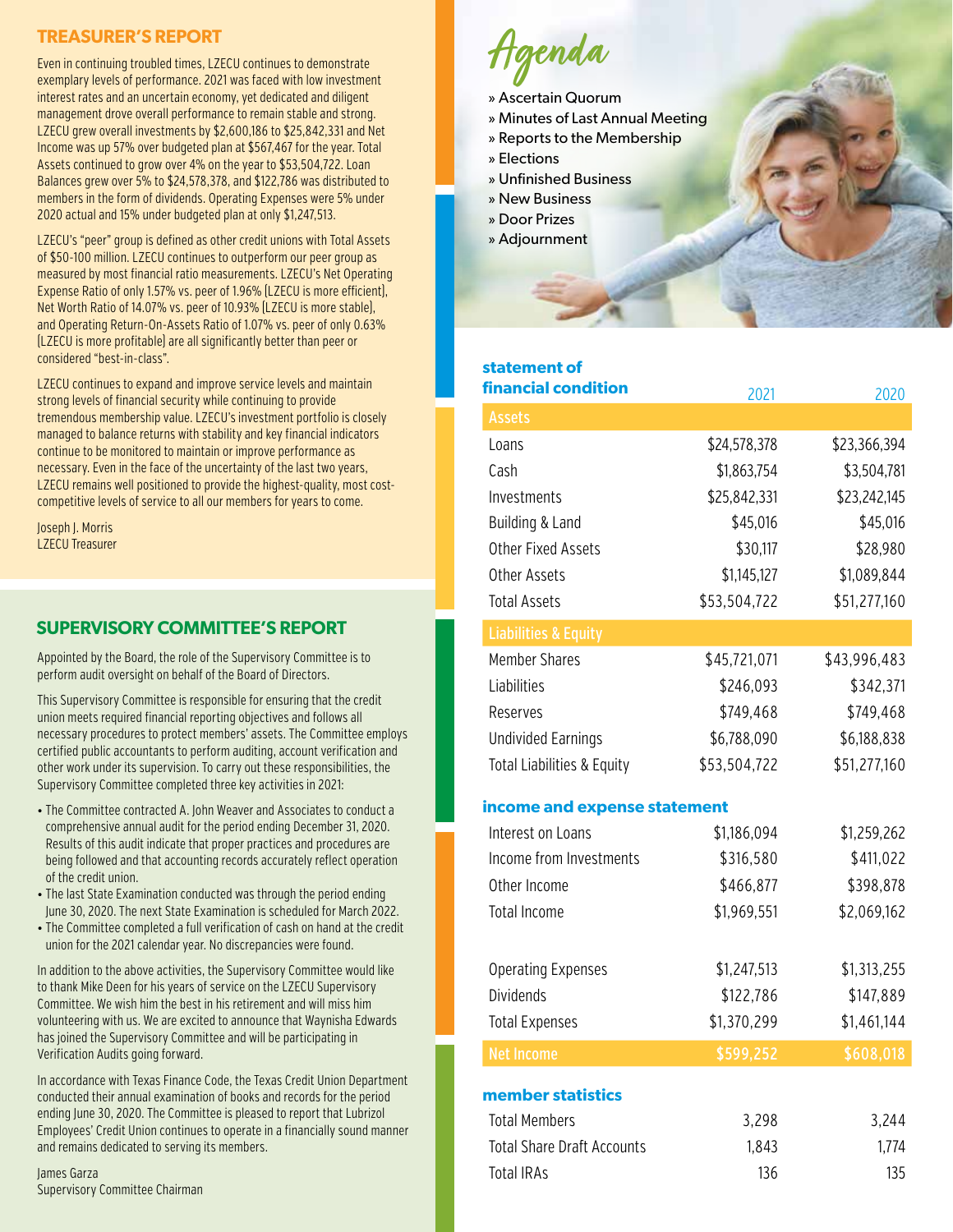## TREASURER'S REPORT

Even in continuing troubled times, LZECU continues to demonstrate exemplary levels of performance. 2021 was faced with low investment interest rates and an uncertain economy, yet dedicated and diligent management drove overall performance to remain stable and strong. LZECU grew overall investments by $2,600,186 to $25,842,331 and Net Income was up 57% over budgeted plan at $567,467 for the year. Total Assets continued to grow over 4% on the year to $53,504,722. Loan Balances grew over 5% to $24,578,378, and $122,786 was distributed to members in the form of dividends. Operating Expenses were 5% under 2020 actual and 15% under budgeted plan at only $1,247,513.

LZECU's "peer" group is defined as other credit unions with Total Assets of $50-100 million. LZECU continues to outperform our peer group as measured by most financial ratio measurements. LZECU's Net Operating Expense Ratio of only 1.57% vs. peer of 1.96% [LZECU is more efficient], Net Worth Ratio of 14.07% vs. peer of 10.93% [LZECU is more stable], and Operating Return-On-Assets Ratio of 1.07% vs. peer of only 0.63% [LZECU is more profitable] are all significantly better than peer or considered "best-in-class".

LZECU continues to expand and improve service levels and maintain strong levels of financial security while continuing to provide tremendous membership value. LZECU's investment portfolio is closely managed to balance returns with stability and key financial indicators continue to be monitored to maintain or improve performance as necessary. Even in the face of the uncertainty of the last two years, LZECU remains well positioned to provide the highest-quality, most cost-competitive levels of service to all our members for years to come.

Joseph J. Morris
LZECU Treasurer

## SUPERVISORY COMMITTEE'S REPORT

Appointed by the Board, the role of the Supervisory Committee is to perform audit oversight on behalf of the Board of Directors.

This Supervisory Committee is responsible for ensuring that the credit union meets required financial reporting objectives and follows all necessary procedures to protect members' assets. The Committee employs certified public accountants to perform auditing, account verification and other work under its supervision. To carry out these responsibilities, the Supervisory Committee completed three key activities in 2021:

- The Committee contracted A. John Weaver and Associates to conduct a comprehensive annual audit for the period ending December 31, 2020. Results of this audit indicate that proper practices and procedures are being followed and that accounting records accurately reflect operation of the credit union.
- The last State Examination conducted was through the period ending June 30, 2020. The next State Examination is scheduled for March 2022.
- The Committee completed a full verification of cash on hand at the credit union for the 2021 calendar year. No discrepancies were found.

In addition to the above activities, the Supervisory Committee would like to thank Mike Deen for his years of service on the LZECU Supervisory Committee. We wish him the best in his retirement and will miss him volunteering with us. We are excited to announce that Waynisha Edwards has joined the Supervisory Committee and will be participating in Verification Audits going forward.

In accordance with Texas Finance Code, the Texas Credit Union Department conducted their annual examination of books and records for the period ending June 30, 2020. The Committee is pleased to report that Lubrizol Employees' Credit Union continues to operate in a financially sound manner and remains dedicated to serving its members.

James Garza
Supervisory Committee Chairman

## Agenda

- Ascertain Quorum
- Minutes of Last Annual Meeting
- Reports to the Membership
- Elections
- Unfinished Business
- New Business
- Door Prizes
- Adjournment

### statement of financial condition

| | 2021 | 2020 |
|---|---|---|
| **Assets** | | |
| Loans | $24,578,378 | $23,366,394 |
| Cash | $1,863,754 | $3,504,781 |
| Investments | $25,842,331 | $23,242,145 |
| Building & Land | $45,016 | $45,016 |
| Other Fixed Assets | $30,117 | $28,980 |
| Other Assets | $1,145,127 | $1,089,844 |
| Total Assets | $53,504,722 | $51,277,160 |
| **Liabilities & Equity** | | |
| Member Shares | $45,721,071 | $43,996,483 |
| Liabilities | $246,093 | $342,371 |
| Reserves | $749,468 | $749,468 |
| Undivided Earnings | $6,788,090 | $6,188,838 |
| Total Liabilities & Equity | $53,504,722 | $51,277,160 |

### income and expense statement

| | 2021 | 2020 |
|---|---|---|
| Interest on Loans | $1,186,094 | $1,259,262 |
| Income from Investments | $316,580 | $411,022 |
| Other Income | $466,877 | $398,878 |
| Total Income | $1,969,551 | $2,069,162 |
| Operating Expenses | $1,247,513 | $1,313,255 |
| Dividends | $122,786 | $147,889 |
| Total Expenses | $1,370,299 | $1,461,144 |
| **Net Income** | **$599,252** | **$608,018** |

### member statistics

| | 2021 | 2020 |
|---|---|---|
| Total Members | 3,298 | 3,244 |
| Total Share Draft Accounts | 1,843 | 1,774 |
| Total IRAs | 136 | 135 |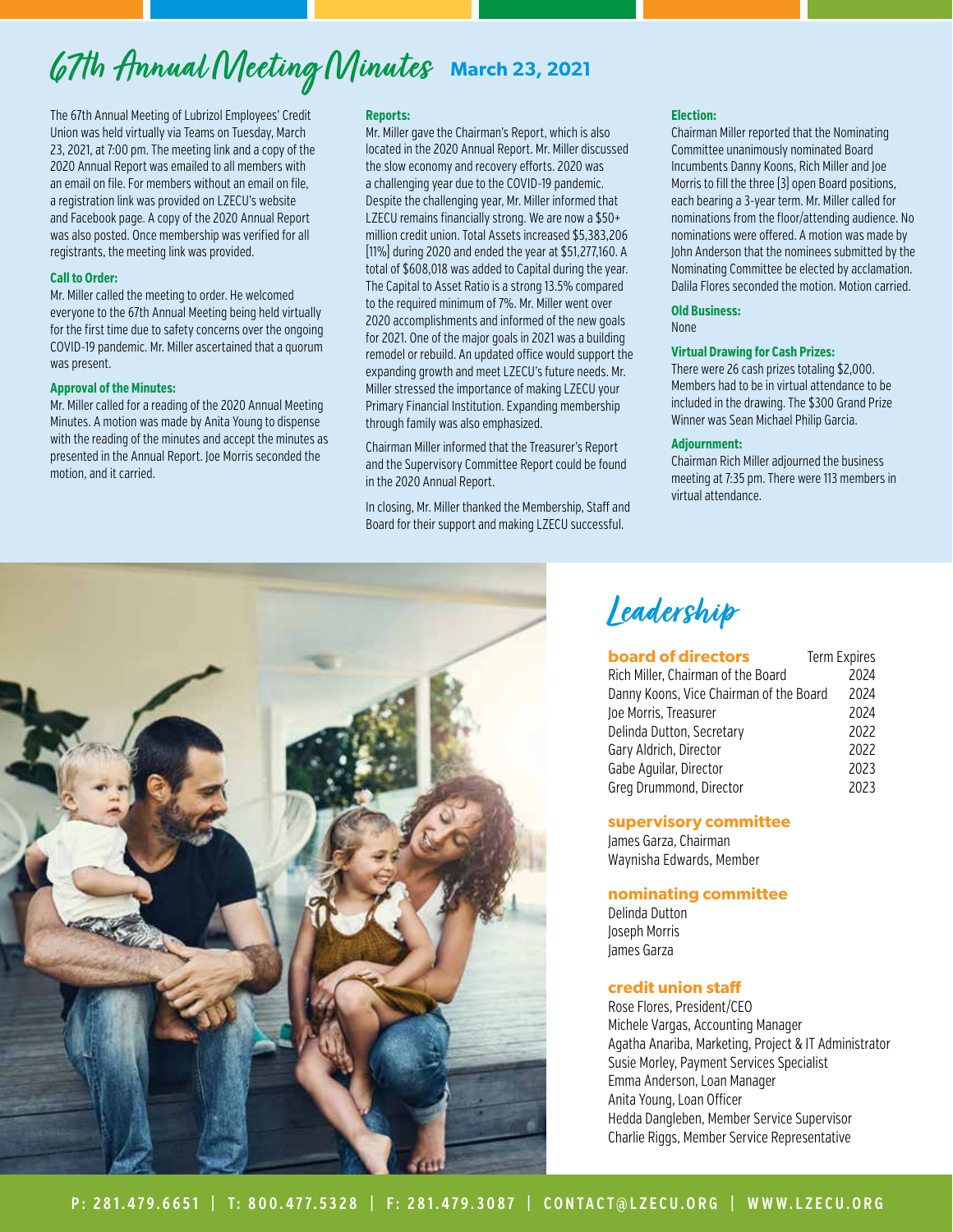# 67th Annual Meeting Minutes March 23, 2021

The 67th Annual Meeting of Lubrizol Employees' Credit Union was held virtually via Teams on Tuesday, March 23, 2021, at 7:00 pm. The meeting link and a copy of the 2020 Annual Report was emailed to all members with an email on file. For members without an email on file, a registration link was provided on LZECU's website and Facebook page. A copy of the 2020 Annual Report was also posted. Once membership was verified for all registrants, the meeting link was provided.

**Call to Order:**
Mr. Miller called the meeting to order. He welcomed everyone to the 67th Annual Meeting being held virtually for the first time due to safety concerns over the ongoing COVID-19 pandemic. Mr. Miller ascertained that a quorum was present.

**Approval of the Minutes:**
Mr. Miller called for a reading of the 2020 Annual Meeting Minutes. A motion was made by Anita Young to dispense with the reading of the minutes and accept the minutes as presented in the Annual Report. Joe Morris seconded the motion, and it carried.

**Reports:**
Mr. Miller gave the Chairman's Report, which is also located in the 2020 Annual Report. Mr. Miller discussed the slow economy and recovery efforts. 2020 was a challenging year due to the COVID-19 pandemic. Despite the challenging year, Mr. Miller informed that LZECU remains financially strong. We are now a $50+ million credit union. Total Assets increased $5,383,206 [11%] during 2020 and ended the year at $51,277,160. A total of $608,018 was added to Capital during the year. The Capital to Asset Ratio is a strong 13.5% compared to the required minimum of 7%. Mr. Miller went over 2020 accomplishments and informed of the new goals for 2021. One of the major goals in 2021 was a building remodel or rebuild. An updated office would support the expanding growth and meet LZECU's future needs. Mr. Miller stressed the importance of making LZECU your Primary Financial Institution. Expanding membership through family was also emphasized.

Chairman Miller informed that the Treasurer's Report and the Supervisory Committee Report could be found in the 2020 Annual Report.

In closing, Mr. Miller thanked the Membership, Staff and Board for their support and making LZECU successful.

**Election:**
Chairman Miller reported that the Nominating Committee unanimously nominated Board Incumbents Danny Koons, Rich Miller and Joe Morris to fill the three [3] open Board positions, each bearing a 3-year term. Mr. Miller called for nominations from the floor/attending audience. No nominations were offered. A motion was made by John Anderson that the nominees submitted by the Nominating Committee be elected by acclamation. Dalila Flores seconded the motion. Motion carried.

**Old Business:**
None

**Virtual Drawing for Cash Prizes:**
There were 26 cash prizes totaling $2,000. Members had to be in virtual attendance to be included in the drawing. The $300 Grand Prize Winner was Sean Michael Philip Garcia.

**Adjournment:**
Chairman Rich Miller adjourned the business meeting at 7:35 pm. There were 113 members in virtual attendance.

# Leadership

## board of directors

| board of directors | Term Expires |
|---|---|
| Rich Miller, Chairman of the Board | 2024 |
| Danny Koons, Vice Chairman of the Board | 2024 |
| Joe Morris, Treasurer | 2024 |
| Delinda Dutton, Secretary | 2022 |
| Gary Aldrich, Director | 2022 |
| Gabe Aguilar, Director | 2023 |
| Greg Drummond, Director | 2023 |

## supervisory committee

James Garza, Chairman
Waynisha Edwards, Member

## nominating committee

Delinda Dutton
Joseph Morris
James Garza

## credit union staff

Rose Flores, President/CEO
Michele Vargas, Accounting Manager
Agatha Anariba, Marketing, Project & IT Administrator
Susie Morley, Payment Services Specialist
Emma Anderson, Loan Manager
Anita Young, Loan Officer
Hedda Dangleben, Member Service Supervisor
Charlie Riggs, Member Service Representative

P: 281.479.6651 | T: 800.477.5328 | F: 281.479.3087 | CONTACT@LZECU.ORG | WWW.LZECU.ORG